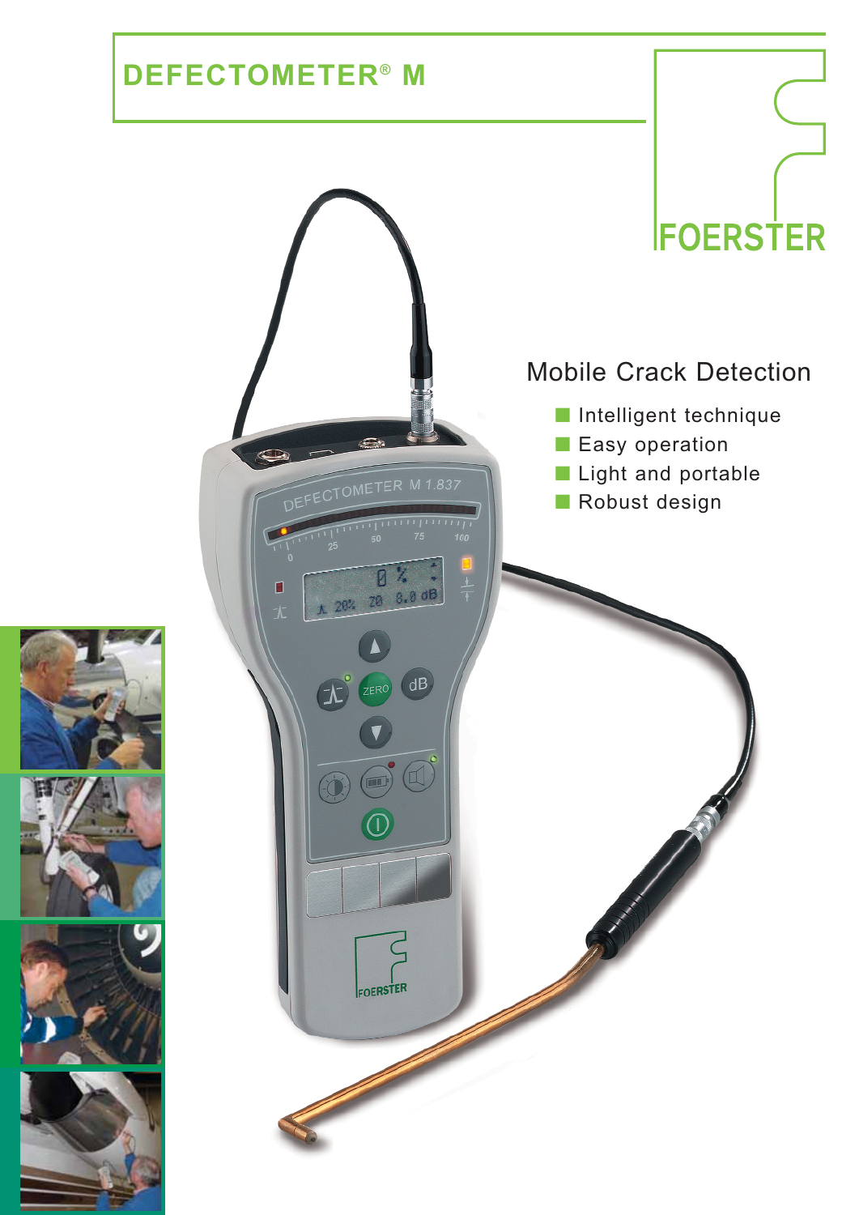# DEFECTOMETER® M

FOERSTER

## Mobile Crack Detection

- Intelligent technique
- Easy operation
- Light and portable
- Robust design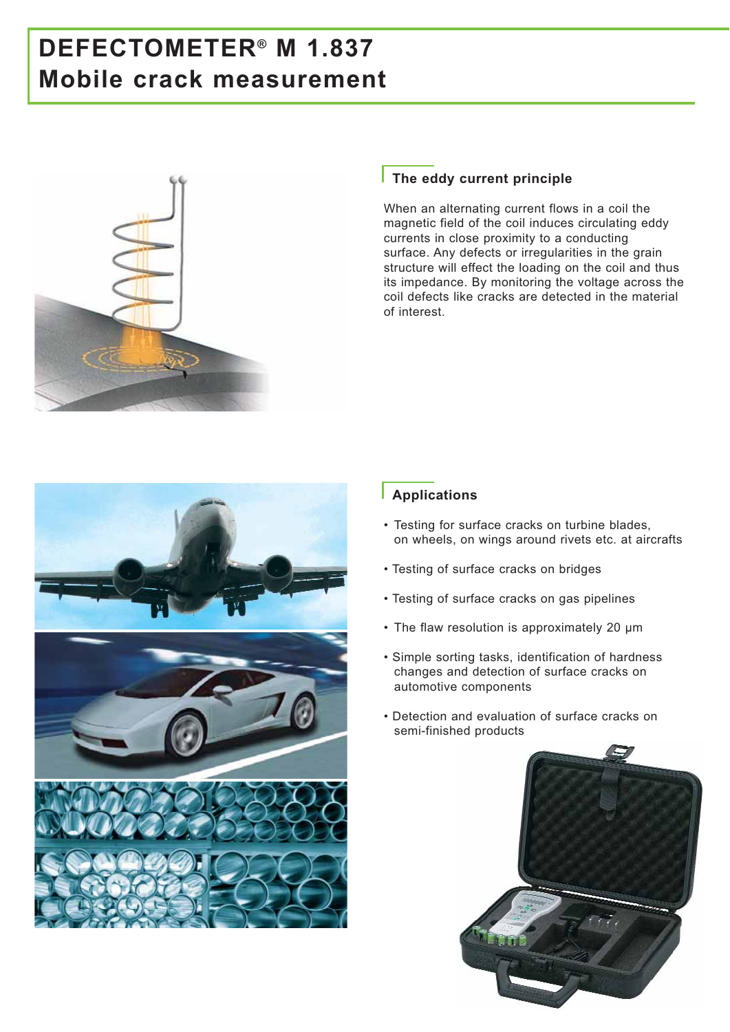# DEFECTOMETER® M 1.837
# Mobile crack measurement

## The eddy current principle

When an alternating current flows in a coil the magnetic field of the coil induces circulating eddy currents in close proximity to a conducting surface. Any defects or irregularities in the grain structure will effect the loading on the coil and thus its impedance. By monitoring the voltage across the coil defects like cracks are detected in the material of interest.

## Applications

- Testing for surface cracks on turbine blades, on wheels, on wings around rivets etc. at aircrafts
- Testing of surface cracks on bridges
- Testing of surface cracks on gas pipelines
- The flaw resolution is approximately 20 µm
- Simple sorting tasks, identification of hardness changes and detection of surface cracks on automotive components
- Detection and evaluation of surface cracks on semi-finished products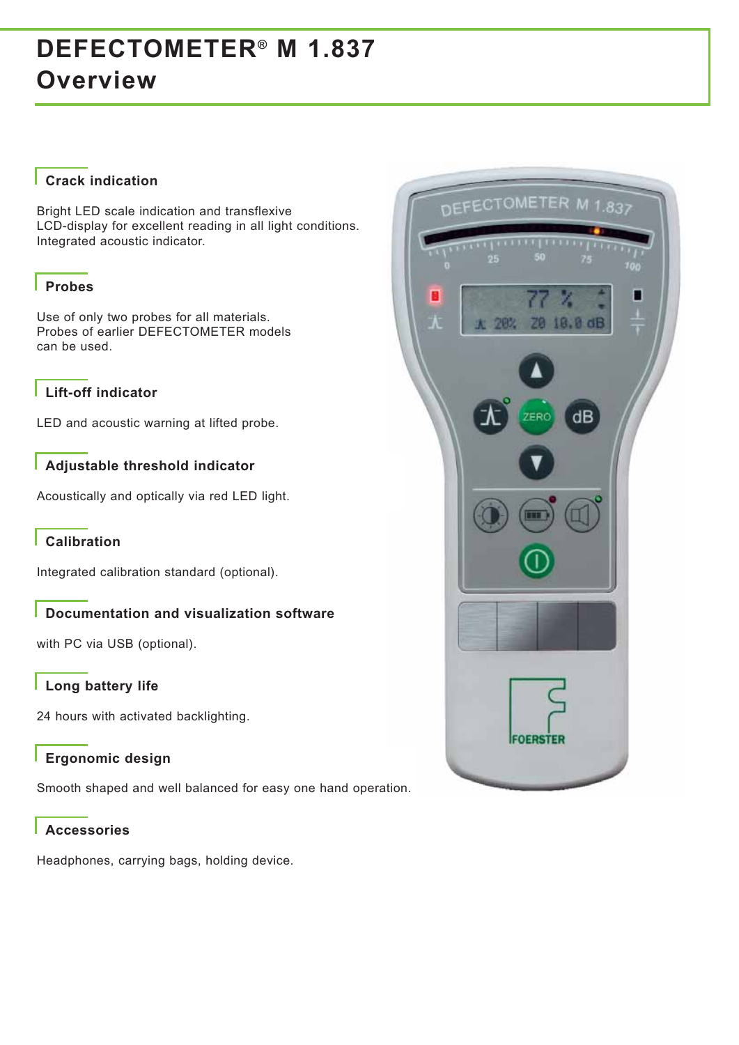# DEFECTOMETER® M 1.837
# Overview

## Crack indication

Bright LED scale indication and transflexive LCD-display for excellent reading in all light conditions. Integrated acoustic indicator.

## Probes

Use of only two probes for all materials. Probes of earlier DEFECTOMETER models can be used.

## Lift-off indicator

LED and acoustic warning at lifted probe.

## Adjustable threshold indicator

Acoustically and optically via red LED light.

## Calibration

Integrated calibration standard (optional).

## Documentation and visualization software

with PC via USB (optional).

## Long battery life

24 hours with activated backlighting.

## Ergonomic design

Smooth shaped and well balanced for easy one hand operation.

## Accessories

Headphones, carrying bags, holding device.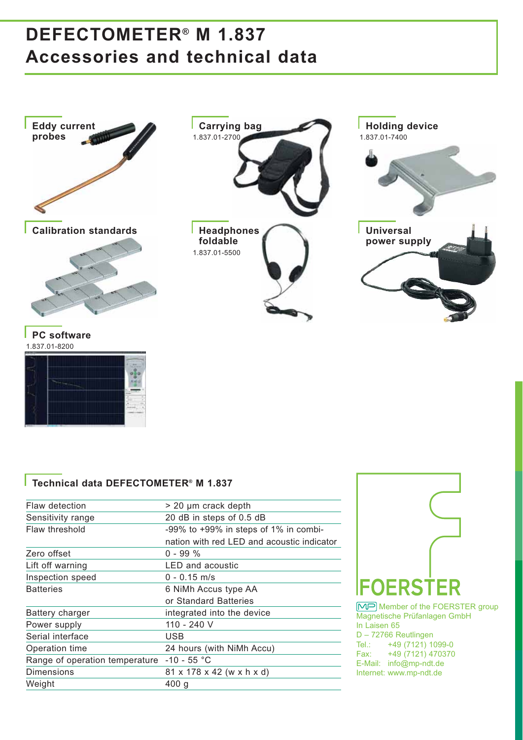# DEFECTOMETER® M 1.837
# Accessories and technical data

### Eddy current probes

### Carrying bag
1.837.01-2700

### Holding device
1.837.01-7400

### Calibration standards

### Headphones foldable
1.837.01-5500

### Universal power supply

### PC software
1.837.01-8200

### Technical data DEFECTOMETER® M 1.837

| | |
|---|---|
| Flaw detection | > 20 µm crack depth |
| Sensitivity range | 20 dB in steps of 0.5 dB |
| Flaw threshold | -99% to +99% in steps of 1% in combination with red LED and acoustic indicator |
| Zero offset | 0 - 99 % |
| Lift off warning | LED and acoustic |
| Inspection speed | 0 - 0.15 m/s |
| Batteries | 6 NiMh Accus type AA or Standard Batteries |
| Battery charger | integrated into the device |
| Power supply | 110 - 240 V |
| Serial interface | USB |
| Operation time | 24 hours (with NiMh Accu) |
| Range of operation temperature | -10 - 55 °C |
| Dimensions | 81 x 178 x 42 (w x h x d) |
| Weight | 400 g |

FOERSTER

MP Member of the FOERSTER group
Magnetische Prüfanlagen GmbH
In Laisen 65
D – 72766 Reutlingen
Tel.: +49 (7121) 1099-0
Fax: +49 (7121) 470370
E-Mail: info@mp-ndt.de
Internet: www.mp-ndt.de